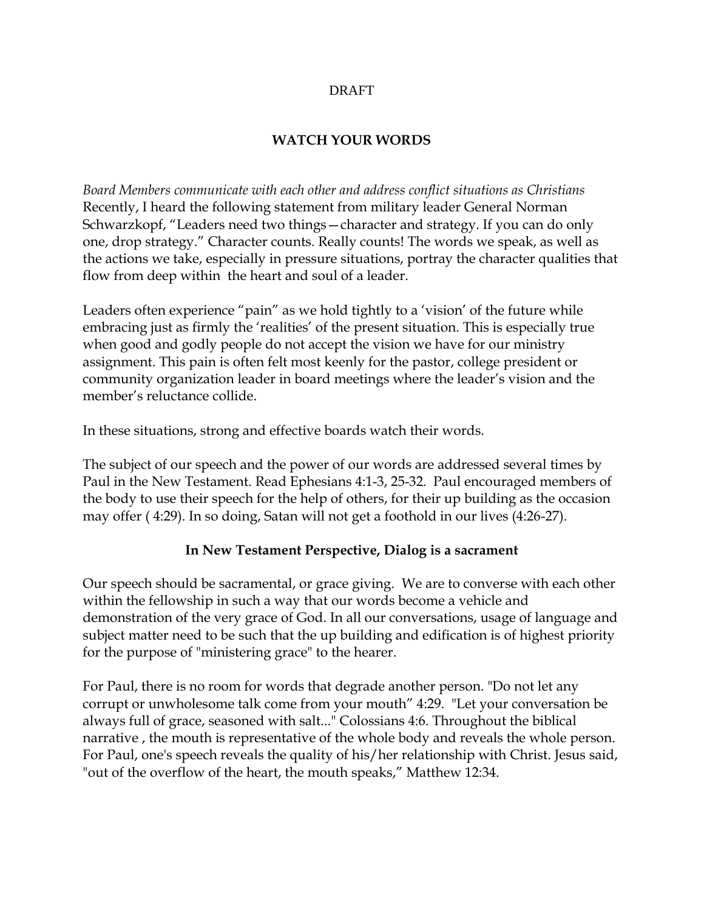DRAFT

# WATCH YOUR WORDS

*Board Members communicate with each other and address conflict situations as Christians*
Recently, I heard the following statement from military leader General Norman Schwarzkopf, "Leaders need two things—character and strategy. If you can do only one, drop strategy." Character counts. Really counts! The words we speak, as well as the actions we take, especially in pressure situations, portray the character qualities that flow from deep within the heart and soul of a leader.

Leaders often experience "pain" as we hold tightly to a 'vision' of the future while embracing just as firmly the 'realities' of the present situation. This is especially true when good and godly people do not accept the vision we have for our ministry assignment. This pain is often felt most keenly for the pastor, college president or community organization leader in board meetings where the leader's vision and the member's reluctance collide.

In these situations, strong and effective boards watch their words.

The subject of our speech and the power of our words are addressed several times by Paul in the New Testament. Read Ephesians 4:1-3, 25-32. Paul encouraged members of the body to use their speech for the help of others, for their up building as the occasion may offer ( 4:29). In so doing, Satan will not get a foothold in our lives (4:26-27).

## In New Testament Perspective, Dialog is a sacrament

Our speech should be sacramental, or grace giving. We are to converse with each other within the fellowship in such a way that our words become a vehicle and demonstration of the very grace of God. In all our conversations, usage of language and subject matter need to be such that the up building and edification is of highest priority for the purpose of "ministering grace" to the hearer.

For Paul, there is no room for words that degrade another person. "Do not let any corrupt or unwholesome talk come from your mouth" 4:29. "Let your conversation be always full of grace, seasoned with salt..." Colossians 4:6. Throughout the biblical narrative , the mouth is representative of the whole body and reveals the whole person. For Paul, one's speech reveals the quality of his/her relationship with Christ. Jesus said, "out of the overflow of the heart, the mouth speaks," Matthew 12:34.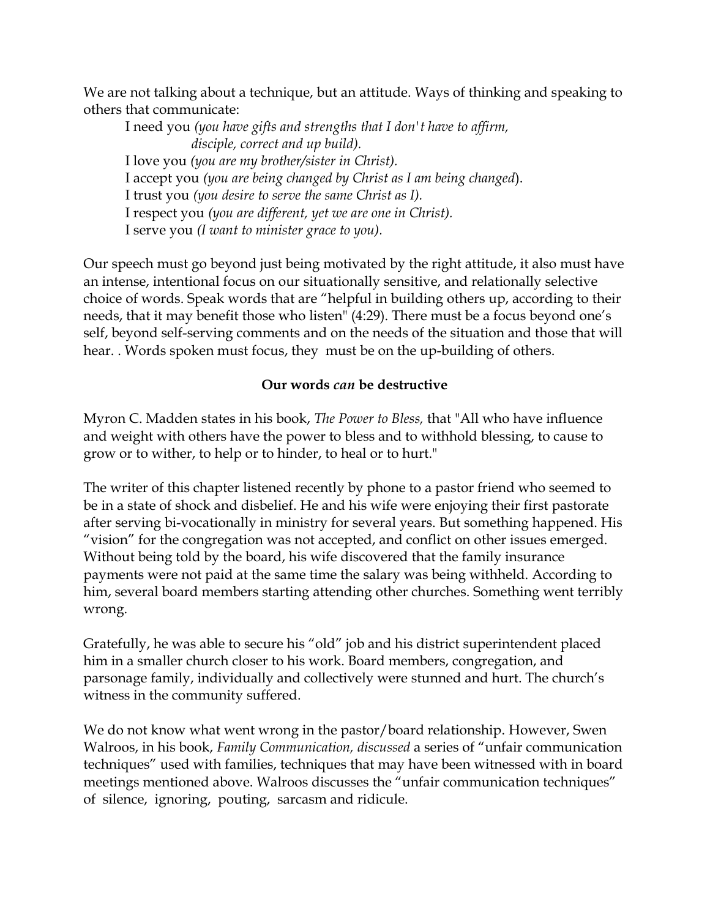We are not talking about a technique, but an attitude. Ways of thinking and speaking to others that communicate:

I need you *(you have gifts and strengths that I don't have to affirm, disciple, correct and up build).*
I love you *(you are my brother/sister in Christ).*
I accept you *(you are being changed by Christ as I am being changed*).
I trust you *(you desire to serve the same Christ as I).*
I respect you *(you are different, yet we are one in Christ).*
I serve you *(I want to minister grace to you).*

Our speech must go beyond just being motivated by the right attitude, it also must have an intense, intentional focus on our situationally sensitive, and relationally selective choice of words. Speak words that are "helpful in building others up, according to their needs, that it may benefit those who listen" (4:29). There must be a focus beyond one's self, beyond self-serving comments and on the needs of the situation and those that will hear. . Words spoken must focus, they must be on the up-building of others.

**Our words *can* be destructive**

Myron C. Madden states in his book, *The Power to Bless,* that "All who have influence and weight with others have the power to bless and to withhold blessing, to cause to grow or to wither, to help or to hinder, to heal or to hurt."

The writer of this chapter listened recently by phone to a pastor friend who seemed to be in a state of shock and disbelief. He and his wife were enjoying their first pastorate after serving bi-vocationally in ministry for several years. But something happened. His "vision" for the congregation was not accepted, and conflict on other issues emerged. Without being told by the board, his wife discovered that the family insurance payments were not paid at the same time the salary was being withheld. According to him, several board members starting attending other churches. Something went terribly wrong.

Gratefully, he was able to secure his "old" job and his district superintendent placed him in a smaller church closer to his work. Board members, congregation, and parsonage family, individually and collectively were stunned and hurt. The church's witness in the community suffered.

We do not know what went wrong in the pastor/board relationship. However, Swen Walroos, in his book, *Family Communication, discussed* a series of "unfair communication techniques" used with families, techniques that may have been witnessed with in board meetings mentioned above. Walroos discusses the "unfair communication techniques" of silence, ignoring, pouting, sarcasm and ridicule.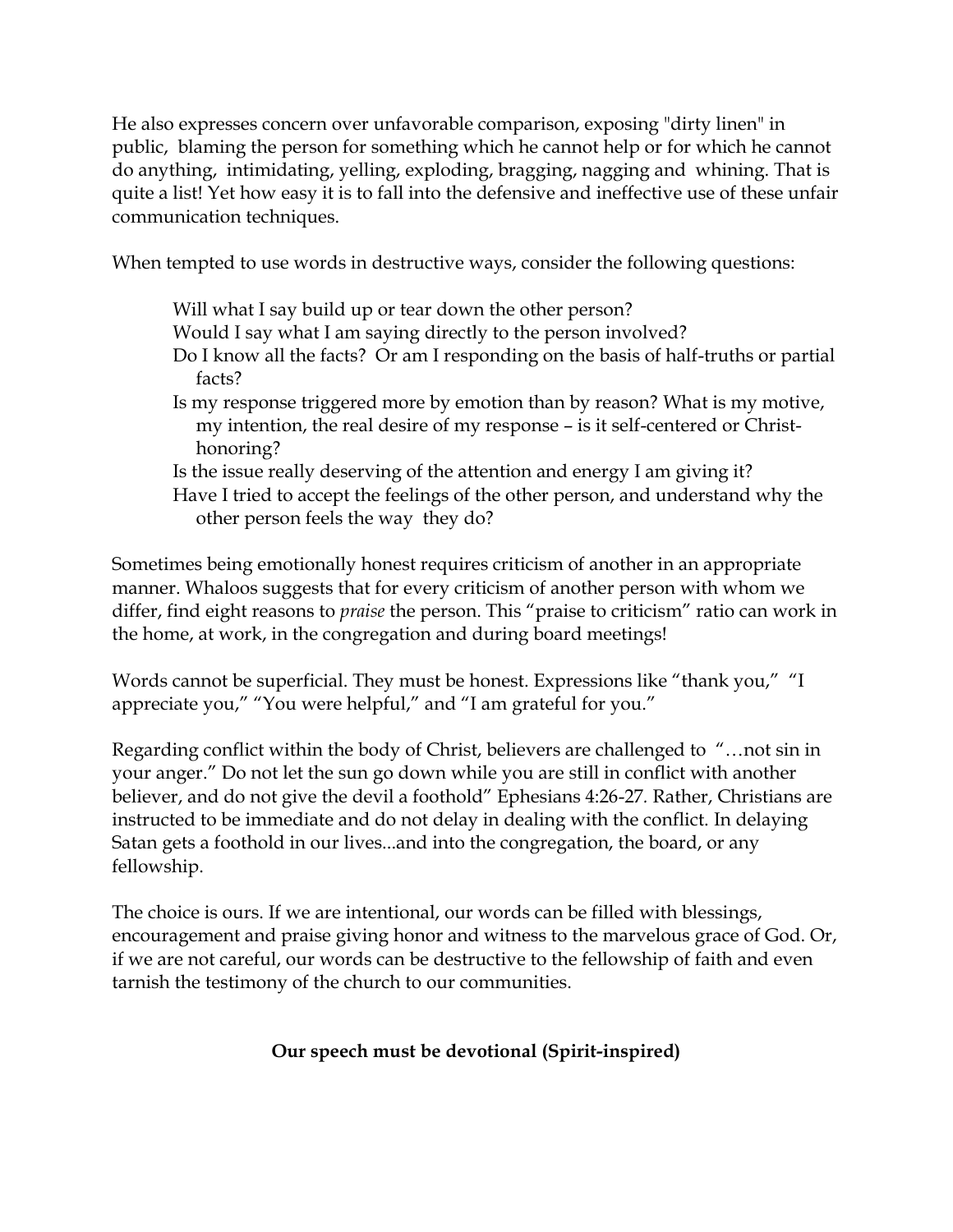He also expresses concern over unfavorable comparison, exposing "dirty linen" in public, blaming the person for something which he cannot help or for which he cannot do anything, intimidating, yelling, exploding, bragging, nagging and whining. That is quite a list! Yet how easy it is to fall into the defensive and ineffective use of these unfair communication techniques.

When tempted to use words in destructive ways, consider the following questions:

> Will what I say build up or tear down the other person?
> Would I say what I am saying directly to the person involved?
> Do I know all the facts? Or am I responding on the basis of half-truths or partial facts?
> Is my response triggered more by emotion than by reason? What is my motive, my intention, the real desire of my response – is it self-centered or Christ-honoring?
> Is the issue really deserving of the attention and energy I am giving it?
> Have I tried to accept the feelings of the other person, and understand why the other person feels the way they do?

Sometimes being emotionally honest requires criticism of another in an appropriate manner. Whaloos suggests that for every criticism of another person with whom we differ, find eight reasons to *praise* the person. This "praise to criticism" ratio can work in the home, at work, in the congregation and during board meetings!

Words cannot be superficial. They must be honest. Expressions like "thank you," "I appreciate you," "You were helpful," and "I am grateful for you."

Regarding conflict within the body of Christ, believers are challenged to "…not sin in your anger." Do not let the sun go down while you are still in conflict with another believer, and do not give the devil a foothold" Ephesians 4:26-27. Rather, Christians are instructed to be immediate and do not delay in dealing with the conflict. In delaying Satan gets a foothold in our lives...and into the congregation, the board, or any fellowship.

The choice is ours. If we are intentional, our words can be filled with blessings, encouragement and praise giving honor and witness to the marvelous grace of God. Or, if we are not careful, our words can be destructive to the fellowship of faith and even tarnish the testimony of the church to our communities.

**Our speech must be devotional (Spirit-inspired)**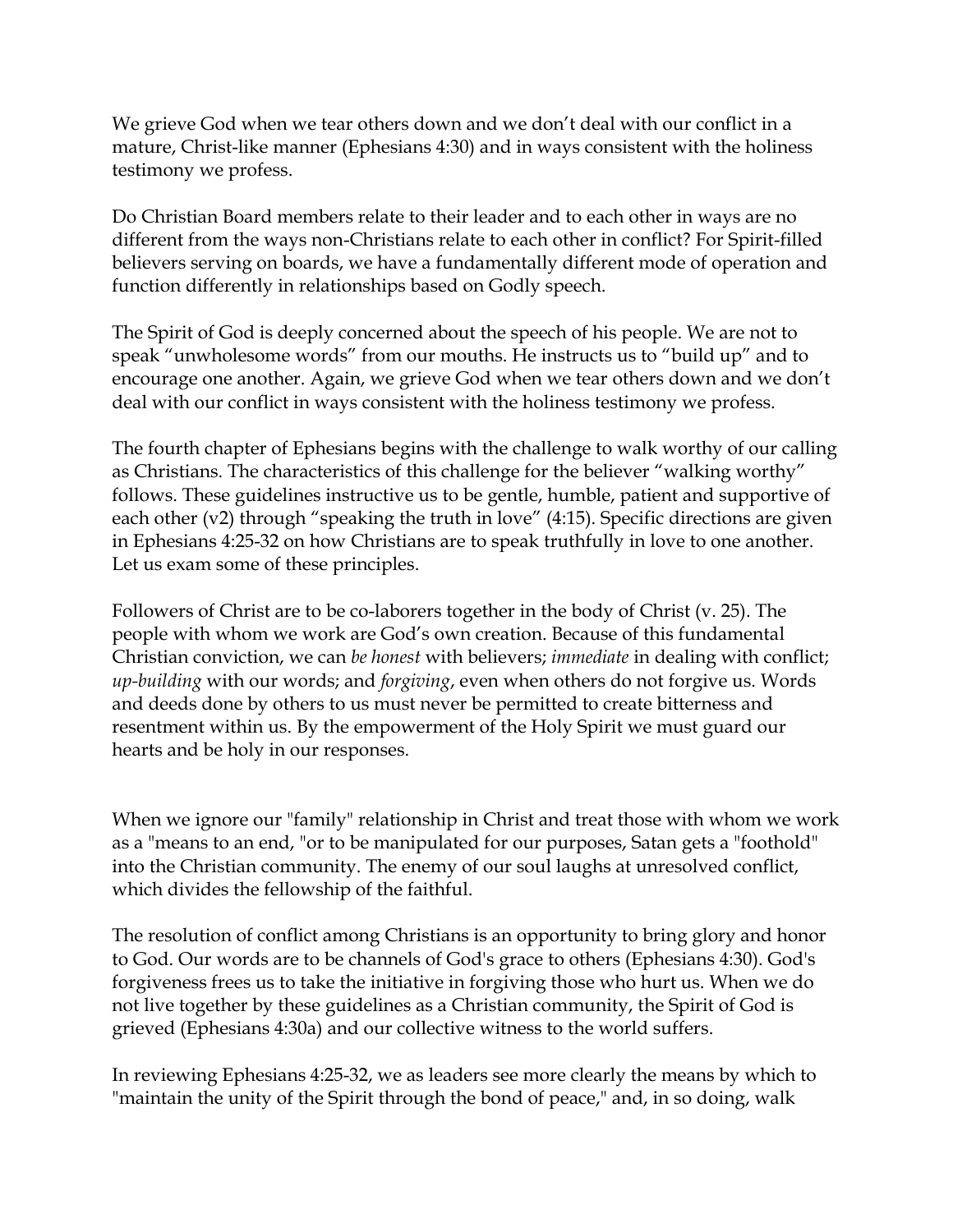We grieve God when we tear others down and we don't deal with our conflict in a mature, Christ-like manner (Ephesians 4:30) and in ways consistent with the holiness testimony we profess.

Do Christian Board members relate to their leader and to each other in ways are no different from the ways non-Christians relate to each other in conflict? For Spirit-filled believers serving on boards, we have a fundamentally different mode of operation and function differently in relationships based on Godly speech.

The Spirit of God is deeply concerned about the speech of his people. We are not to speak "unwholesome words" from our mouths. He instructs us to "build up" and to encourage one another. Again, we grieve God when we tear others down and we don't deal with our conflict in ways consistent with the holiness testimony we profess.

The fourth chapter of Ephesians begins with the challenge to walk worthy of our calling as Christians. The characteristics of this challenge for the believer "walking worthy" follows. These guidelines instructive us to be gentle, humble, patient and supportive of each other (v2) through "speaking the truth in love" (4:15). Specific directions are given in Ephesians 4:25-32 on how Christians are to speak truthfully in love to one another. Let us exam some of these principles.

Followers of Christ are to be co-laborers together in the body of Christ (v. 25). The people with whom we work are God's own creation. Because of this fundamental Christian conviction, we can *be honest* with believers; *immediate* in dealing with conflict; *up-building* with our words; and *forgiving*, even when others do not forgive us. Words and deeds done by others to us must never be permitted to create bitterness and resentment within us. By the empowerment of the Holy Spirit we must guard our hearts and be holy in our responses.

When we ignore our "family" relationship in Christ and treat those with whom we work as a "means to an end, "or to be manipulated for our purposes, Satan gets a "foothold" into the Christian community. The enemy of our soul laughs at unresolved conflict, which divides the fellowship of the faithful.

The resolution of conflict among Christians is an opportunity to bring glory and honor to God. Our words are to be channels of God's grace to others (Ephesians 4:30). God's forgiveness frees us to take the initiative in forgiving those who hurt us. When we do not live together by these guidelines as a Christian community, the Spirit of God is grieved (Ephesians 4:30a) and our collective witness to the world suffers.

In reviewing Ephesians 4:25-32, we as leaders see more clearly the means by which to "maintain the unity of the Spirit through the bond of peace," and, in so doing, walk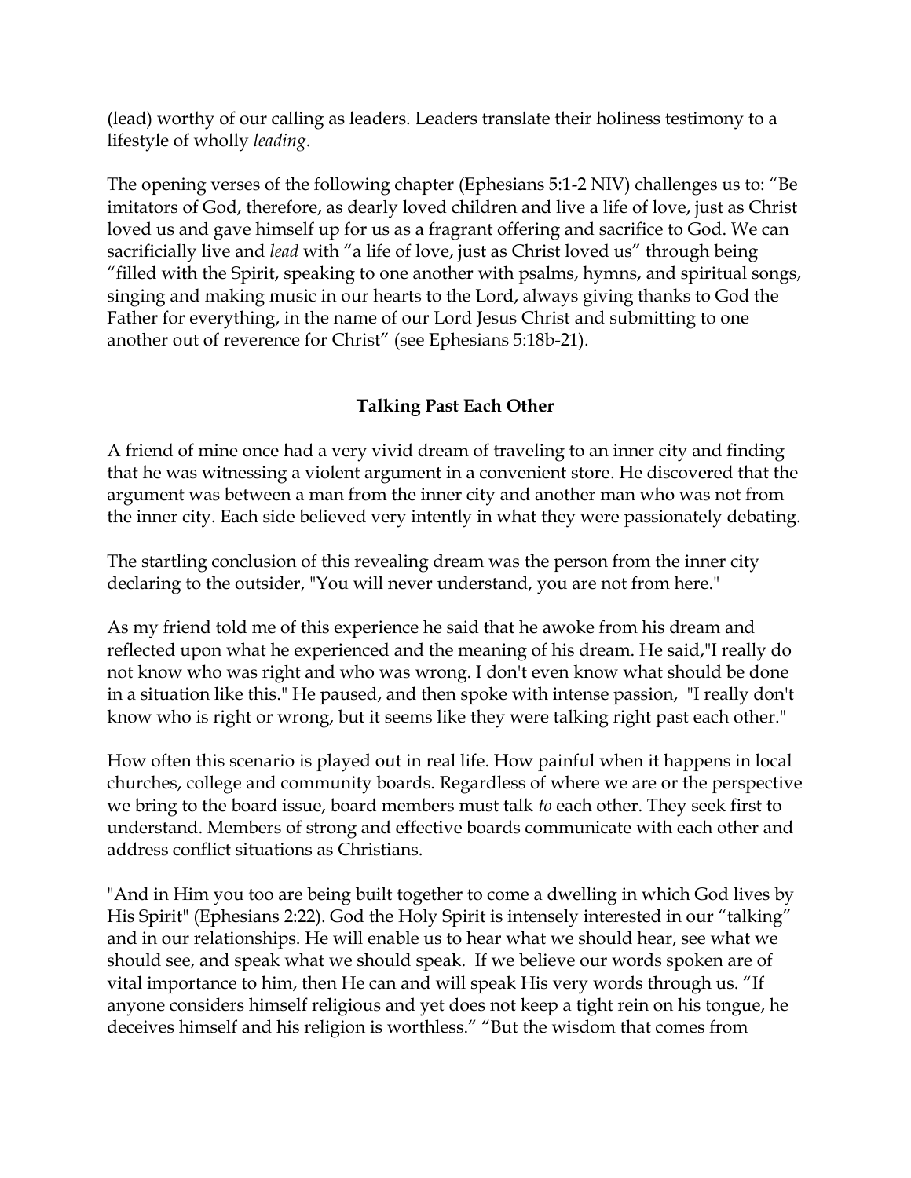(lead) worthy of our calling as leaders. Leaders translate their holiness testimony to a lifestyle of wholly *leading*.

The opening verses of the following chapter (Ephesians 5:1-2 NIV) challenges us to: "Be imitators of God, therefore, as dearly loved children and live a life of love, just as Christ loved us and gave himself up for us as a fragrant offering and sacrifice to God. We can sacrificially live and *lead* with "a life of love, just as Christ loved us" through being "filled with the Spirit, speaking to one another with psalms, hymns, and spiritual songs, singing and making music in our hearts to the Lord, always giving thanks to God the Father for everything, in the name of our Lord Jesus Christ and submitting to one another out of reverence for Christ" (see Ephesians 5:18b-21).

## Talking Past Each Other

A friend of mine once had a very vivid dream of traveling to an inner city and finding that he was witnessing a violent argument in a convenient store. He discovered that the argument was between a man from the inner city and another man who was not from the inner city. Each side believed very intently in what they were passionately debating.

The startling conclusion of this revealing dream was the person from the inner city declaring to the outsider, "You will never understand, you are not from here."

As my friend told me of this experience he said that he awoke from his dream and reflected upon what he experienced and the meaning of his dream. He said,"I really do not know who was right and who was wrong. I don't even know what should be done in a situation like this." He paused, and then spoke with intense passion, "I really don't know who is right or wrong, but it seems like they were talking right past each other."

How often this scenario is played out in real life. How painful when it happens in local churches, college and community boards. Regardless of where we are or the perspective we bring to the board issue, board members must talk *to* each other. They seek first to understand. Members of strong and effective boards communicate with each other and address conflict situations as Christians.

"And in Him you too are being built together to come a dwelling in which God lives by His Spirit" (Ephesians 2:22). God the Holy Spirit is intensely interested in our "talking" and in our relationships. He will enable us to hear what we should hear, see what we should see, and speak what we should speak. If we believe our words spoken are of vital importance to him, then He can and will speak His very words through us. "If anyone considers himself religious and yet does not keep a tight rein on his tongue, he deceives himself and his religion is worthless." "But the wisdom that comes from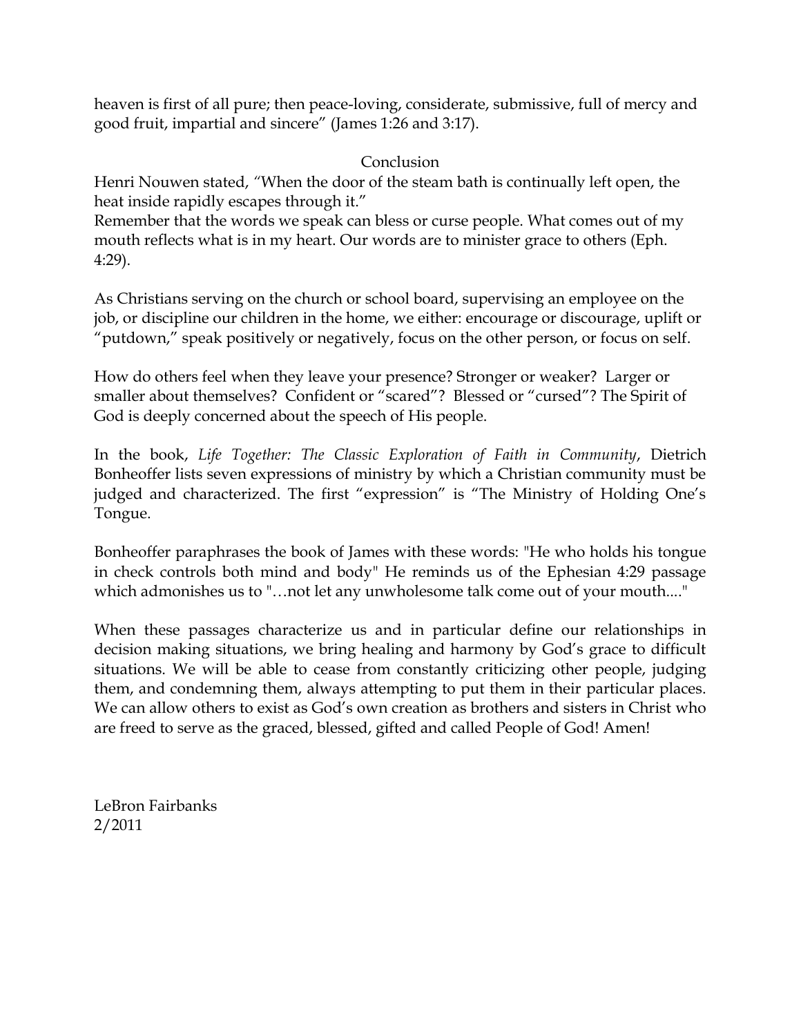heaven is first of all pure; then peace-loving, considerate, submissive, full of mercy and good fruit, impartial and sincere" (James 1:26 and 3:17).

## Conclusion

Henri Nouwen stated, "When the door of the steam bath is continually left open, the heat inside rapidly escapes through it."
Remember that the words we speak can bless or curse people. What comes out of my mouth reflects what is in my heart. Our words are to minister grace to others (Eph. 4:29).

As Christians serving on the church or school board, supervising an employee on the job, or discipline our children in the home, we either: encourage or discourage, uplift or "putdown," speak positively or negatively, focus on the other person, or focus on self.

How do others feel when they leave your presence? Stronger or weaker? Larger or smaller about themselves? Confident or "scared"? Blessed or "cursed"? The Spirit of God is deeply concerned about the speech of His people.

In the book, *Life Together: The Classic Exploration of Faith in Community*, Dietrich Bonheoffer lists seven expressions of ministry by which a Christian community must be judged and characterized. The first "expression" is "The Ministry of Holding One's Tongue.

Bonheoffer paraphrases the book of James with these words: "He who holds his tongue in check controls both mind and body" He reminds us of the Ephesian 4:29 passage which admonishes us to "…not let any unwholesome talk come out of your mouth...."

When these passages characterize us and in particular define our relationships in decision making situations, we bring healing and harmony by God's grace to difficult situations. We will be able to cease from constantly criticizing other people, judging them, and condemning them, always attempting to put them in their particular places. We can allow others to exist as God's own creation as brothers and sisters in Christ who are freed to serve as the graced, blessed, gifted and called People of God! Amen!

LeBron Fairbanks
2/2011